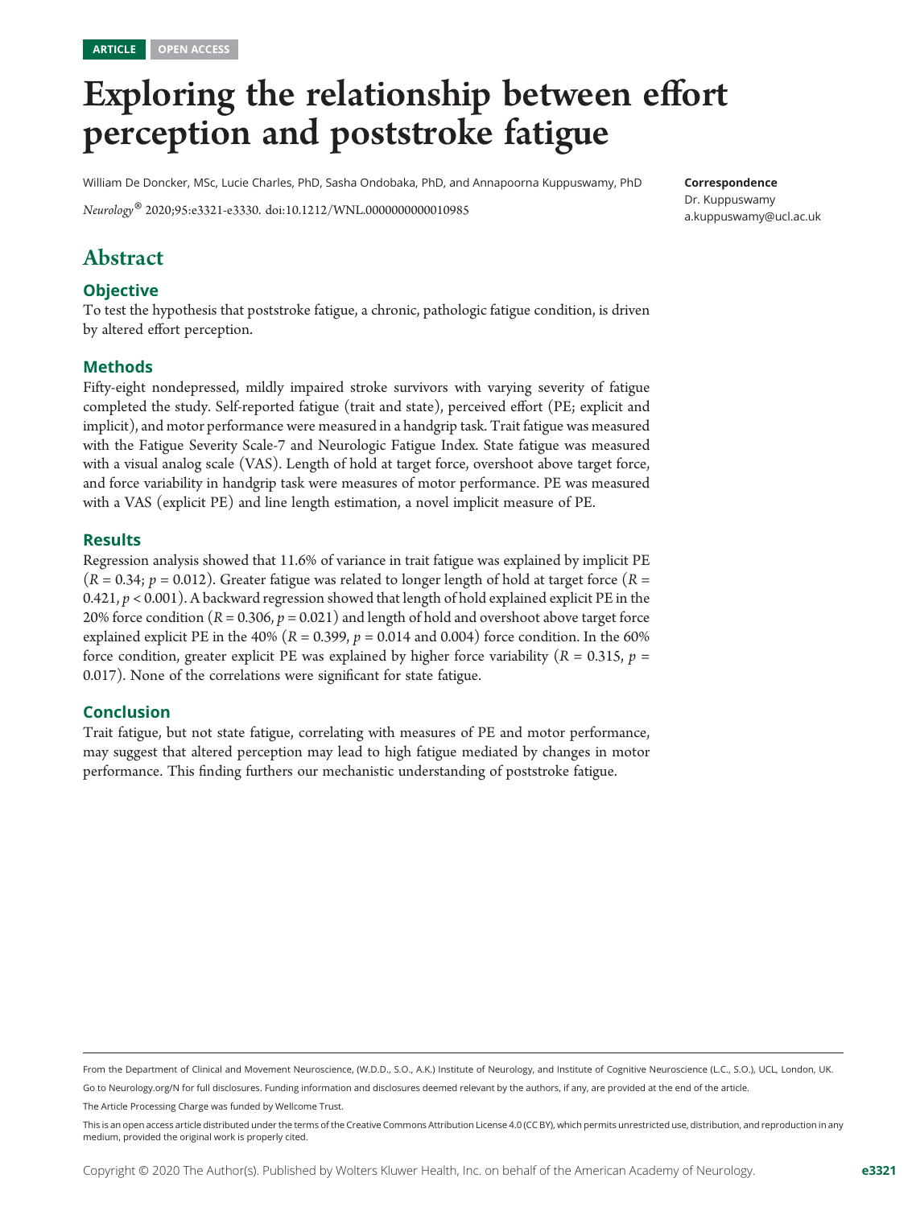ARTICLE OPEN ACCESS

# Exploring the relationship between effort perception and poststroke fatigue

William De Doncker, MSc, Lucie Charles, PhD, Sasha Ondobaka, PhD, and Annapoorna Kuppuswamy, PhD

*Neurology*® 2020;95:e3321-e3330. doi:10.1212/WNL.0000000000010985

**Correspondence**
Dr. Kuppuswamy
a.kuppuswamy@ucl.ac.uk

## Abstract

### Objective

To test the hypothesis that poststroke fatigue, a chronic, pathologic fatigue condition, is driven by altered effort perception.

### Methods

Fifty-eight nondepressed, mildly impaired stroke survivors with varying severity of fatigue completed the study. Self-reported fatigue (trait and state), perceived effort (PE; explicit and implicit), and motor performance were measured in a handgrip task. Trait fatigue was measured with the Fatigue Severity Scale-7 and Neurologic Fatigue Index. State fatigue was measured with a visual analog scale (VAS). Length of hold at target force, overshoot above target force, and force variability in handgrip task were measures of motor performance. PE was measured with a VAS (explicit PE) and line length estimation, a novel implicit measure of PE.

### Results

Regression analysis showed that 11.6% of variance in trait fatigue was explained by implicit PE ($R = 0.34$; $p = 0.012$). Greater fatigue was related to longer length of hold at target force ($R = 0.421$, $p < 0.001$). A backward regression showed that length of hold explained explicit PE in the 20% force condition ($R = 0.306$, $p = 0.021$) and length of hold and overshoot above target force explained explicit PE in the 40% ($R = 0.399$, $p = 0.014$ and 0.004) force condition. In the 60% force condition, greater explicit PE was explained by higher force variability ($R = 0.315$, $p = 0.017$). None of the correlations were significant for state fatigue.

### Conclusion

Trait fatigue, but not state fatigue, correlating with measures of PE and motor performance, may suggest that altered perception may lead to high fatigue mediated by changes in motor performance. This finding furthers our mechanistic understanding of poststroke fatigue.

From the Department of Clinical and Movement Neuroscience, (W.D.D., S.O., A.K.) Institute of Neurology, and Institute of Cognitive Neuroscience (L.C., S.O.), UCL, London, UK.

Go to Neurology.org/N for full disclosures. Funding information and disclosures deemed relevant by the authors, if any, are provided at the end of the article.

The Article Processing Charge was funded by Wellcome Trust.

This is an open access article distributed under the terms of the Creative Commons Attribution License 4.0 (CC BY), which permits unrestricted use, distribution, and reproduction in any medium, provided the original work is properly cited.

Copyright © 2020 The Author(s). Published by Wolters Kluwer Health, Inc. on behalf of the American Academy of Neurology.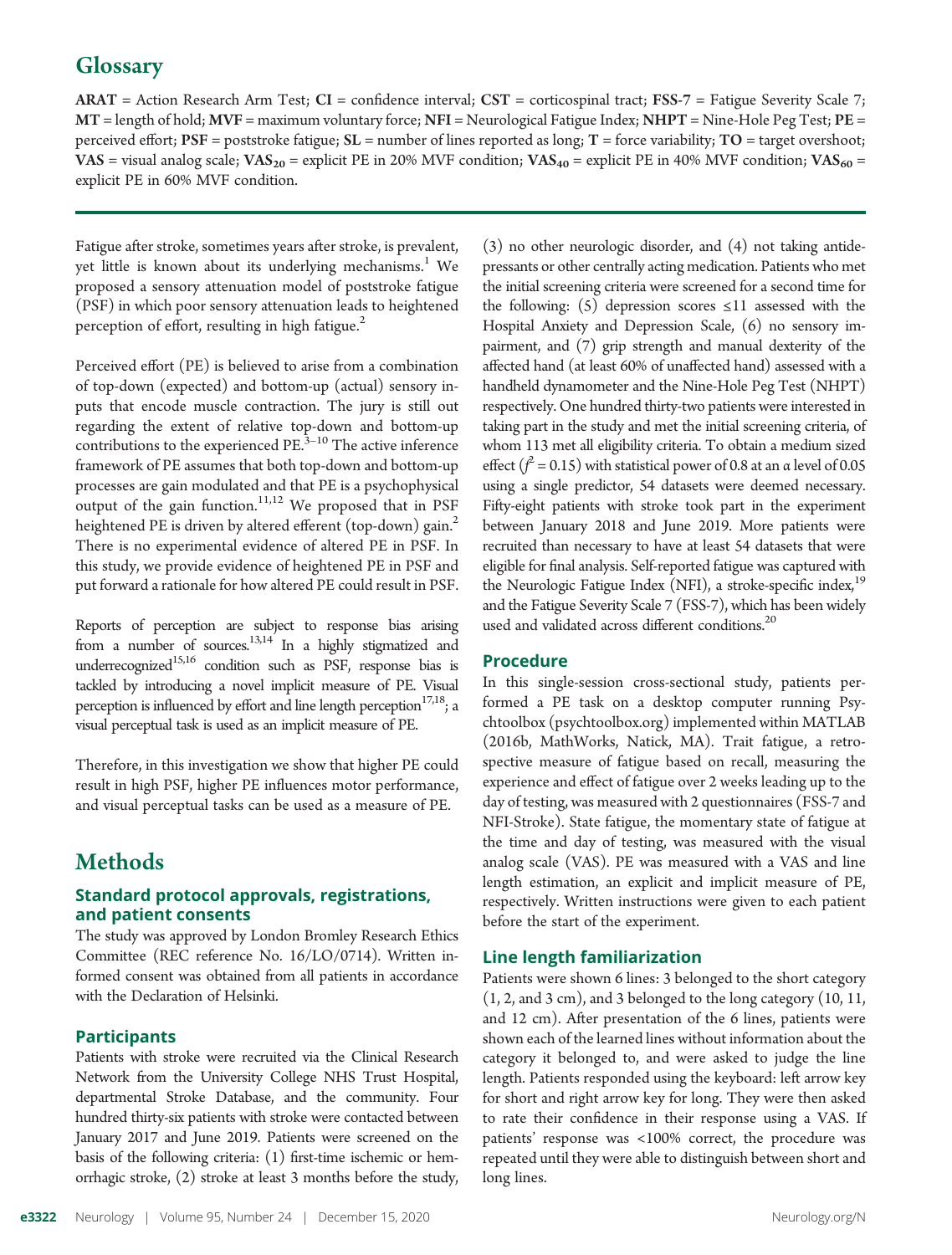## Glossary

**ARAT** = Action Research Arm Test; **CI** = confidence interval; **CST** = corticospinal tract; **FSS-7** = Fatigue Severity Scale 7; **MT** = length of hold; **MVF** = maximum voluntary force; **NFI** = Neurological Fatigue Index; **NHPT** = Nine-Hole Peg Test; **PE** = perceived effort; **PSF** = poststroke fatigue; **SL** = number of lines reported as long; **T** = force variability; **TO** = target overshoot; **VAS** = visual analog scale; $\mathbf{VAS_{20}}$ = explicit PE in 20% MVF condition; $\mathbf{VAS_{40}}$ = explicit PE in 40% MVF condition; $\mathbf{VAS_{60}}$ = explicit PE in 60% MVF condition.

Fatigue after stroke, sometimes years after stroke, is prevalent, yet little is known about its underlying mechanisms.[1] We proposed a sensory attenuation model of poststroke fatigue (PSF) in which poor sensory attenuation leads to heightened perception of effort, resulting in high fatigue.[2]

Perceived effort (PE) is believed to arise from a combination of top-down (expected) and bottom-up (actual) sensory inputs that encode muscle contraction. The jury is still out regarding the extent of relative top-down and bottom-up contributions to the experienced PE.[3–10] The active inference framework of PE assumes that both top-down and bottom-up processes are gain modulated and that PE is a psychophysical output of the gain function.[11,12] We proposed that in PSF heightened PE is driven by altered efferent (top-down) gain.[2] There is no experimental evidence of altered PE in PSF. In this study, we provide evidence of heightened PE in PSF and put forward a rationale for how altered PE could result in PSF.

Reports of perception are subject to response bias arising from a number of sources.[13,14] In a highly stigmatized and underrecognized[15,16] condition such as PSF, response bias is tackled by introducing a novel implicit measure of PE. Visual perception is influenced by effort and line length perception[17,18]; a visual perceptual task is used as an implicit measure of PE.

Therefore, in this investigation we show that higher PE could result in high PSF, higher PE influences motor performance, and visual perceptual tasks can be used as a measure of PE.

# Methods

### Standard protocol approvals, registrations, and patient consents

The study was approved by London Bromley Research Ethics Committee (REC reference No. 16/LO/0714). Written informed consent was obtained from all patients in accordance with the Declaration of Helsinki.

### Participants

Patients with stroke were recruited via the Clinical Research Network from the University College NHS Trust Hospital, departmental Stroke Database, and the community. Four hundred thirty-six patients with stroke were contacted between January 2017 and June 2019. Patients were screened on the basis of the following criteria: (1) first-time ischemic or hemorrhagic stroke, (2) stroke at least 3 months before the study, (3) no other neurologic disorder, and (4) not taking antidepressants or other centrally acting medication. Patients who met the initial screening criteria were screened for a second time for the following: (5) depression scores ≤11 assessed with the Hospital Anxiety and Depression Scale, (6) no sensory impairment, and (7) grip strength and manual dexterity of the affected hand (at least 60% of unaffected hand) assessed with a handheld dynamometer and the Nine-Hole Peg Test (NHPT) respectively. One hundred thirty-two patients were interested in taking part in the study and met the initial screening criteria, of whom 113 met all eligibility criteria. To obtain a medium sized effect ($f^2 = 0.15$) with statistical power of 0.8 at an α level of 0.05 using a single predictor, 54 datasets were deemed necessary. Fifty-eight patients with stroke took part in the experiment between January 2018 and June 2019. More patients were recruited than necessary to have at least 54 datasets that were eligible for final analysis. Self-reported fatigue was captured with the Neurologic Fatigue Index (NFI), a stroke-specific index,[19] and the Fatigue Severity Scale 7 (FSS-7), which has been widely used and validated across different conditions.[20]

### Procedure

In this single-session cross-sectional study, patients performed a PE task on a desktop computer running Psychtoolbox (psychtoolbox.org) implemented within MATLAB (2016b, MathWorks, Natick, MA). Trait fatigue, a retrospective measure of fatigue based on recall, measuring the experience and effect of fatigue over 2 weeks leading up to the day of testing, was measured with 2 questionnaires (FSS-7 and NFI-Stroke). State fatigue, the momentary state of fatigue at the time and day of testing, was measured with the visual analog scale (VAS). PE was measured with a VAS and line length estimation, an explicit and implicit measure of PE, respectively. Written instructions were given to each patient before the start of the experiment.

### Line length familiarization

Patients were shown 6 lines: 3 belonged to the short category (1, 2, and 3 cm), and 3 belonged to the long category (10, 11, and 12 cm). After presentation of the 6 lines, patients were shown each of the learned lines without information about the category it belonged to, and were asked to judge the line length. Patients responded using the keyboard: left arrow key for short and right arrow key for long. They were then asked to rate their confidence in their response using a VAS. If patients' response was <100% correct, the procedure was repeated until they were able to distinguish between short and long lines.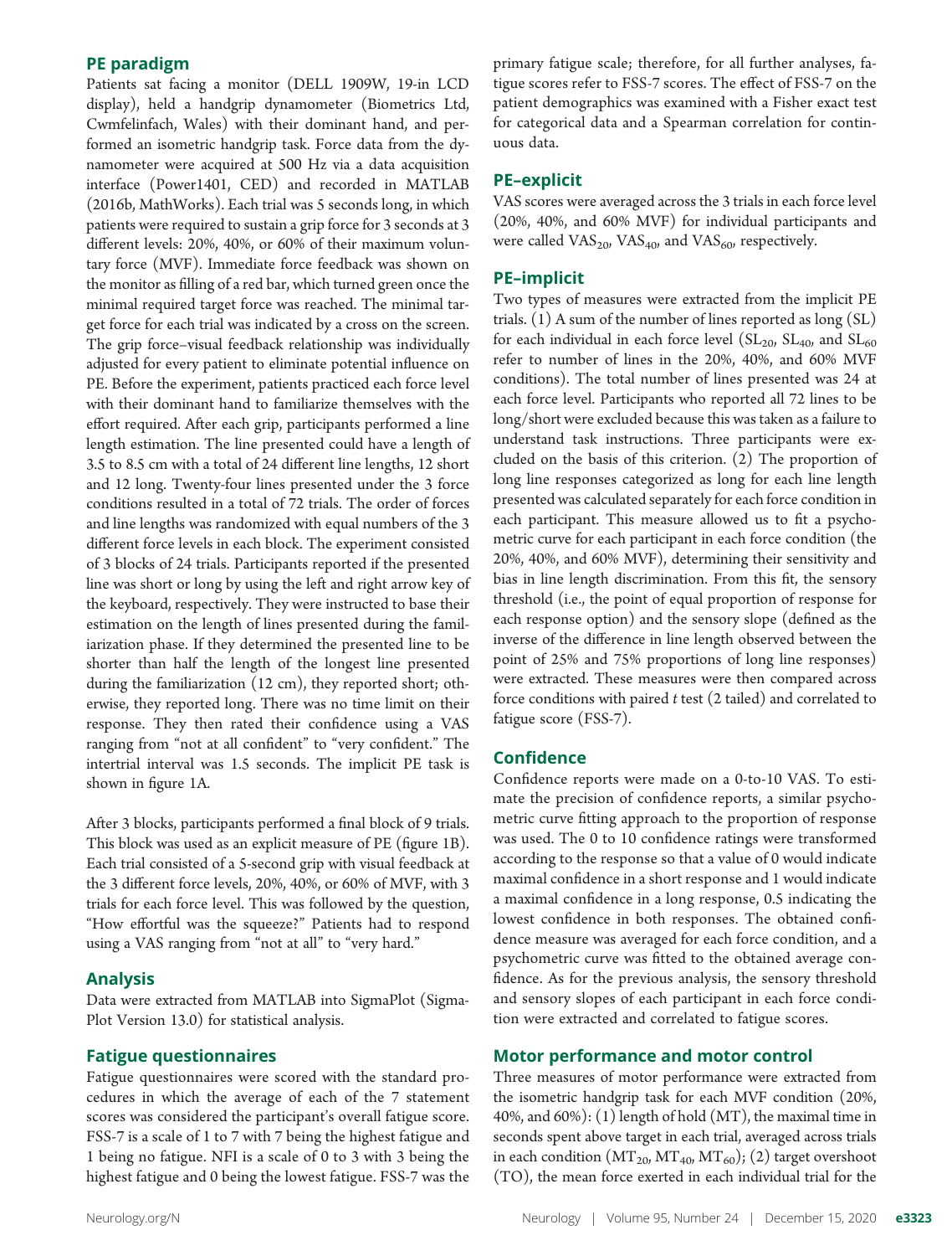## PE paradigm

Patients sat facing a monitor (DELL 1909W, 19-in LCD display), held a handgrip dynamometer (Biometrics Ltd, Cwmfelinfach, Wales) with their dominant hand, and performed an isometric handgrip task. Force data from the dynamometer were acquired at 500 Hz via a data acquisition interface (Power1401, CED) and recorded in MATLAB (2016b, MathWorks). Each trial was 5 seconds long, in which patients were required to sustain a grip force for 3 seconds at 3 different levels: 20%, 40%, or 60% of their maximum voluntary force (MVF). Immediate force feedback was shown on the monitor as filling of a red bar, which turned green once the minimal required target force was reached. The minimal target force for each trial was indicated by a cross on the screen. The grip force–visual feedback relationship was individually adjusted for every patient to eliminate potential influence on PE. Before the experiment, patients practiced each force level with their dominant hand to familiarize themselves with the effort required. After each grip, participants performed a line length estimation. The line presented could have a length of 3.5 to 8.5 cm with a total of 24 different line lengths, 12 short and 12 long. Twenty-four lines presented under the 3 force conditions resulted in a total of 72 trials. The order of forces and line lengths was randomized with equal numbers of the 3 different force levels in each block. The experiment consisted of 3 blocks of 24 trials. Participants reported if the presented line was short or long by using the left and right arrow key of the keyboard, respectively. They were instructed to base their estimation on the length of lines presented during the familiarization phase. If they determined the presented line to be shorter than half the length of the longest line presented during the familiarization (12 cm), they reported short; otherwise, they reported long. There was no time limit on their response. They then rated their confidence using a VAS ranging from "not at all confident" to "very confident." The intertrial interval was 1.5 seconds. The implicit PE task is shown in figure 1A.

After 3 blocks, participants performed a final block of 9 trials. This block was used as an explicit measure of PE (figure 1B). Each trial consisted of a 5-second grip with visual feedback at the 3 different force levels, 20%, 40%, or 60% of MVF, with 3 trials for each force level. This was followed by the question, "How effortful was the squeeze?" Patients had to respond using a VAS ranging from "not at all" to "very hard."

## Analysis

Data were extracted from MATLAB into SigmaPlot (SigmaPlot Version 13.0) for statistical analysis.

## Fatigue questionnaires

Fatigue questionnaires were scored with the standard procedures in which the average of each of the 7 statement scores was considered the participant's overall fatigue score. FSS-7 is a scale of 1 to 7 with 7 being the highest fatigue and 1 being no fatigue. NFI is a scale of 0 to 3 with 3 being the highest fatigue and 0 being the lowest fatigue. FSS-7 was the primary fatigue scale; therefore, for all further analyses, fatigue scores refer to FSS-7 scores. The effect of FSS-7 on the patient demographics was examined with a Fisher exact test for categorical data and a Spearman correlation for continuous data.

## PE–explicit

VAS scores were averaged across the 3 trials in each force level (20%, 40%, and 60% MVF) for individual participants and were called $VAS_{20}$, $VAS_{40}$, and $VAS_{60}$, respectively.

## PE–implicit

Two types of measures were extracted from the implicit PE trials. (1) A sum of the number of lines reported as long (SL) for each individual in each force level ($SL_{20}$, $SL_{40}$, and $SL_{60}$ refer to number of lines in the 20%, 40%, and 60% MVF conditions). The total number of lines presented was 24 at each force level. Participants who reported all 72 lines to be long/short were excluded because this was taken as a failure to understand task instructions. Three participants were excluded on the basis of this criterion. (2) The proportion of long line responses categorized as long for each line length presented was calculated separately for each force condition in each participant. This measure allowed us to fit a psychometric curve for each participant in each force condition (the 20%, 40%, and 60% MVF), determining their sensitivity and bias in line length discrimination. From this fit, the sensory threshold (i.e., the point of equal proportion of response for each response option) and the sensory slope (defined as the inverse of the difference in line length observed between the point of 25% and 75% proportions of long line responses) were extracted. These measures were then compared across force conditions with paired $t$ test (2 tailed) and correlated to fatigue score (FSS-7).

## Confidence

Confidence reports were made on a 0-to-10 VAS. To estimate the precision of confidence reports, a similar psychometric curve fitting approach to the proportion of response was used. The 0 to 10 confidence ratings were transformed according to the response so that a value of 0 would indicate maximal confidence in a short response and 1 would indicate a maximal confidence in a long response, 0.5 indicating the lowest confidence in both responses. The obtained confidence measure was averaged for each force condition, and a psychometric curve was fitted to the obtained average confidence. As for the previous analysis, the sensory threshold and sensory slopes of each participant in each force condition were extracted and correlated to fatigue scores.

## Motor performance and motor control

Three measures of motor performance were extracted from the isometric handgrip task for each MVF condition (20%, 40%, and 60%): (1) length of hold (MT), the maximal time in seconds spent above target in each trial, averaged across trials in each condition ($MT_{20}$, $MT_{40}$, $MT_{60}$); (2) target overshoot (TO), the mean force exerted in each individual trial for the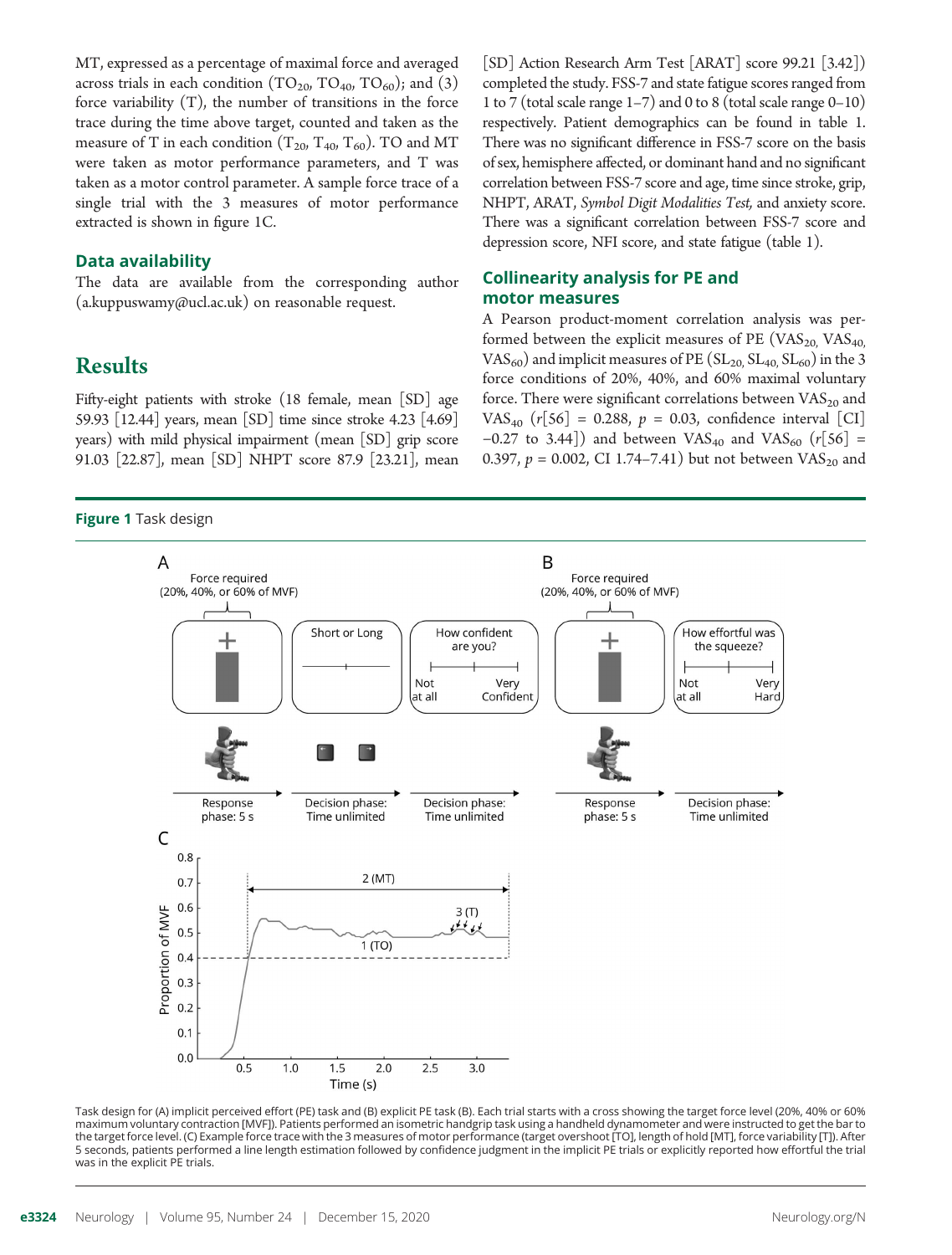MT, expressed as a percentage of maximal force and averaged across trials in each condition ($TO_{20}$, $TO_{40}$, $TO_{60}$); and (3) force variability (T), the number of transitions in the force trace during the time above target, counted and taken as the measure of T in each condition ($T_{20}$, $T_{40}$, $T_{60}$). TO and MT were taken as motor performance parameters, and T was taken as a motor control parameter. A sample force trace of a single trial with the 3 measures of motor performance extracted is shown in figure 1C.

### Data availability

The data are available from the corresponding author (a.kuppuswamy@ucl.ac.uk) on reasonable request.

## Results

Fifty-eight patients with stroke (18 female, mean [SD] age 59.93 [12.44] years, mean [SD] time since stroke 4.23 [4.69] years) with mild physical impairment (mean [SD] grip score 91.03 [22.87], mean [SD] NHPT score 87.9 [23.21], mean [SD] Action Research Arm Test [ARAT] score 99.21 [3.42]) completed the study. FSS-7 and state fatigue scores ranged from 1 to 7 (total scale range 1–7) and 0 to 8 (total scale range 0–10) respectively. Patient demographics can be found in table 1. There was no significant difference in FSS-7 score on the basis of sex, hemisphere affected, or dominant hand and no significant correlation between FSS-7 score and age, time since stroke, grip, NHPT, ARAT, *Symbol Digit Modalities Test,* and anxiety score. There was a significant correlation between FSS-7 score and depression score, NFI score, and state fatigue (table 1).

### Collinearity analysis for PE and motor measures

A Pearson product-moment correlation analysis was performed between the explicit measures of PE ($VAS_{20}$, $VAS_{40}$, $VAS_{60}$) and implicit measures of PE ($SL_{20}$, $SL_{40}$, $SL_{60}$) in the 3 force conditions of 20%, 40%, and 60% maximal voluntary force. There were significant correlations between $VAS_{20}$ and $VAS_{40}$ ($r[56] = 0.288$, $p = 0.03$, confidence interval [CI] −0.27 to 3.44]) and between $VAS_{40}$ and $VAS_{60}$ ($r[56] = 0.397$, $p = 0.002$, CI 1.74–7.41) but not between $VAS_{20}$ and

**Figure 1** Task design

Task design for (A) implicit perceived effort (PE) task and (B) explicit PE task (B). Each trial starts with a cross showing the target force level (20%, 40% or 60% maximum voluntary contraction [MVF]). Patients performed an isometric handgrip task using a handheld dynamometer and were instructed to get the bar to the target force level. (C) Example force trace with the 3 measures of motor performance (target overshoot [TO], length of hold [MT], force variability [T]). After 5 seconds, patients performed a line length estimation followed by confidence judgment in the implicit PE trials or explicitly reported how effortful the trial was in the explicit PE trials.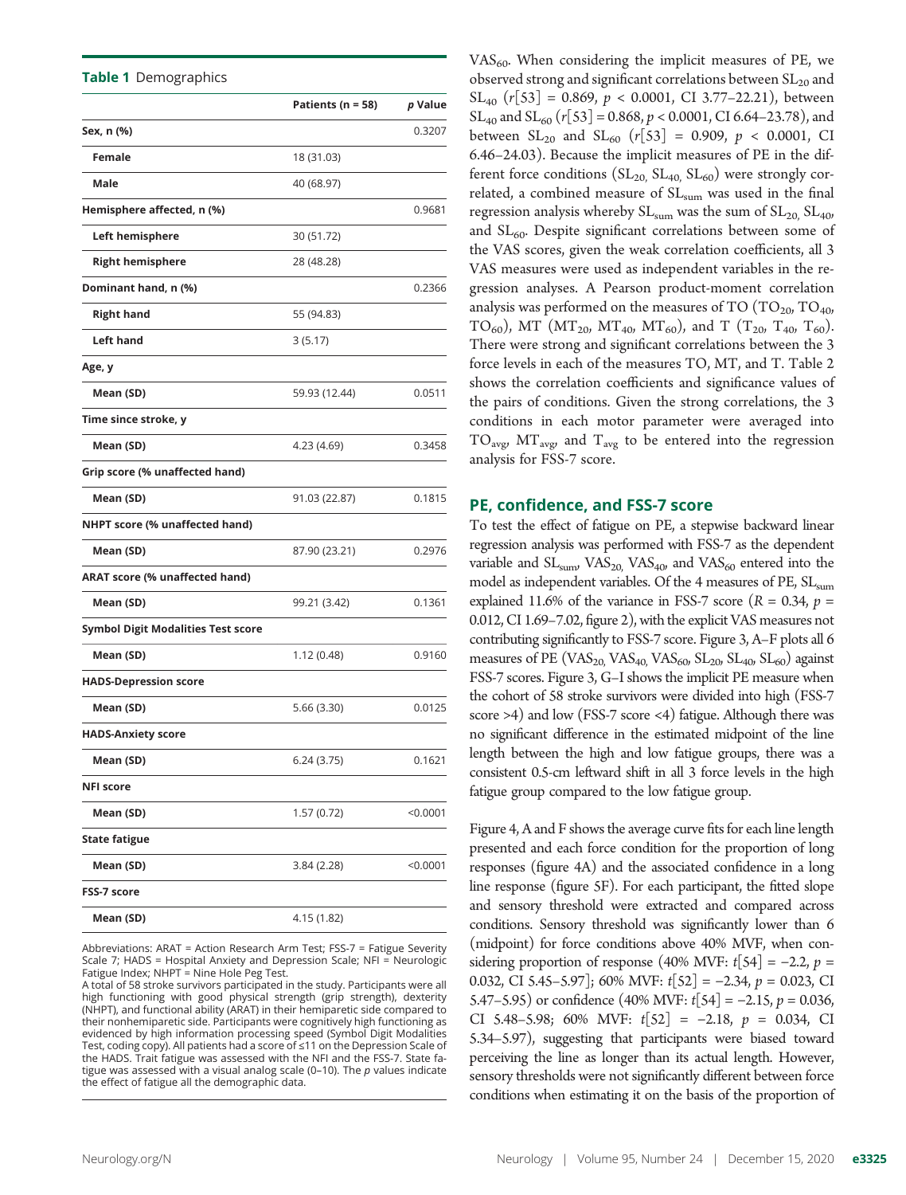**Table 1** Demographics

| | Patients (n = 58) | p Value |
|---|---|---|
| **Sex, n (%)** | | 0.3207 |
| Female | 18 (31.03) | |
| Male | 40 (68.97) | |
| **Hemisphere affected, n (%)** | | 0.9681 |
| Left hemisphere | 30 (51.72) | |
| Right hemisphere | 28 (48.28) | |
| **Dominant hand, n (%)** | | 0.2366 |
| Right hand | 55 (94.83) | |
| Left hand | 3 (5.17) | |
| **Age, y** | | |
| Mean (SD) | 59.93 (12.44) | 0.0511 |
| **Time since stroke, y** | | |
| Mean (SD) | 4.23 (4.69) | 0.3458 |
| **Grip score (% unaffected hand)** | | |
| Mean (SD) | 91.03 (22.87) | 0.1815 |
| **NHPT score (% unaffected hand)** | | |
| Mean (SD) | 87.90 (23.21) | 0.2976 |
| **ARAT score (% unaffected hand)** | | |
| Mean (SD) | 99.21 (3.42) | 0.1361 |
| **Symbol Digit Modalities Test score** | | |
| Mean (SD) | 1.12 (0.48) | 0.9160 |
| **HADS-Depression score** | | |
| Mean (SD) | 5.66 (3.30) | 0.0125 |
| **HADS-Anxiety score** | | |
| Mean (SD) | 6.24 (3.75) | 0.1621 |
| **NFI score** | | |
| Mean (SD) | 1.57 (0.72) | <0.0001 |
| **State fatigue** | | |
| Mean (SD) | 3.84 (2.28) | <0.0001 |
| **FSS-7 score** | | |
| Mean (SD) | 4.15 (1.82) | |

Abbreviations: ARAT = Action Research Arm Test; FSS-7 = Fatigue Severity Scale 7; HADS = Hospital Anxiety and Depression Scale; NFI = Neurologic Fatigue Index; NHPT = Nine Hole Peg Test.
A total of 58 stroke survivors participated in the study. Participants were all high functioning with good physical strength (grip strength), dexterity (NHPT), and functional ability (ARAT) in their hemiparetic side compared to their nonhemiparetic side. Participants were cognitively high functioning as evidenced by high information processing speed (Symbol Digit Modalities Test, coding copy). All patients had a score of ≤11 on the Depression Scale of the HADS. Trait fatigue was assessed with the NFI and the FSS-7. State fatigue was assessed with a visual analog scale (0–10). The p values indicate the effect of fatigue all the demographic data.

$VAS_{60}$. When considering the implicit measures of PE, we observed strong and significant correlations between $SL_{20}$ and $SL_{40}$ ($r[53] = 0.869$, $p < 0.0001$, CI 3.77–22.21), between $SL_{40}$ and $SL_{60}$ ($r[53] = 0.868$, $p < 0.0001$, CI 6.64–23.78), and between $SL_{20}$ and $SL_{60}$ ($r[53] = 0.909$, $p < 0.0001$, CI 6.46–24.03). Because the implicit measures of PE in the different force conditions ($SL_{20}$, $SL_{40}$, $SL_{60}$) were strongly correlated, a combined measure of $SL_{sum}$ was used in the final regression analysis whereby $SL_{sum}$ was the sum of $SL_{20}$, $SL_{40}$, and $SL_{60}$. Despite significant correlations between some of the VAS scores, given the weak correlation coefficients, all 3 VAS measures were used as independent variables in the regression analyses. A Pearson product-moment correlation analysis was performed on the measures of TO ($TO_{20}$, $TO_{40}$, $TO_{60}$), MT ($MT_{20}$, $MT_{40}$, $MT_{60}$), and T ($T_{20}$, $T_{40}$, $T_{60}$). There were strong and significant correlations between the 3 force levels in each of the measures TO, MT, and T. Table 2 shows the correlation coefficients and significance values of the pairs of conditions. Given the strong correlations, the 3 conditions in each motor parameter were averaged into $TO_{avg}$, $MT_{avg}$, and $T_{avg}$ to be entered into the regression analysis for FSS-7 score.

## PE, confidence, and FSS-7 score

To test the effect of fatigue on PE, a stepwise backward linear regression analysis was performed with FSS-7 as the dependent variable and $SL_{sum}$, $VAS_{20}$, $VAS_{40}$, $VAS_{60}$ entered into the model as independent variables. Of the 4 measures of PE, $SL_{sum}$ explained 11.6% of the variance in FSS-7 score ($R = 0.34$, $p = 0.012$, CI 1.69–7.02, figure 2), with the explicit VAS measures not contributing significantly to FSS-7 score. Figure 3, A–F plots all 6 measures of PE ($VAS_{20}$, $VAS_{40}$, $VAS_{60}$, $SL_{20}$, $SL_{40}$, $SL_{60}$) against FSS-7 scores. Figure 3, G–I shows the implicit PE measure when the cohort of 58 stroke survivors were divided into high (FSS-7 score >4) and low (FSS-7 score <4) fatigue. Although there was no significant difference in the estimated midpoint of the line length between the high and low fatigue groups, there was a consistent 0.5-cm leftward shift in all 3 force levels in the high fatigue group compared to the low fatigue group.

Figure 4, A and F shows the average curve fits for each line length presented and each force condition for the proportion of long responses (figure 4A) and the associated confidence in a long line response (figure 5F). For each participant, the fitted slope and sensory threshold were extracted and compared across conditions. Sensory threshold was significantly lower than 6 (midpoint) for force conditions above 40% MVF, when considering proportion of response (40% MVF: $t[54] = -2.2$, $p = 0.032$, CI 5.45–5.97]; 60% MVF: $t[52] = -2.34$, $p = 0.023$, CI 5.47–5.95) or confidence (40% MVF: $t[54] = -2.15$, $p = 0.036$, CI 5.48–5.98; 60% MVF: $t[52] = -2.18$, $p = 0.034$, CI 5.34–5.97), suggesting that participants were biased toward perceiving the line as longer than its actual length. However, sensory thresholds were not significantly different between force conditions when estimating it on the basis of the proportion of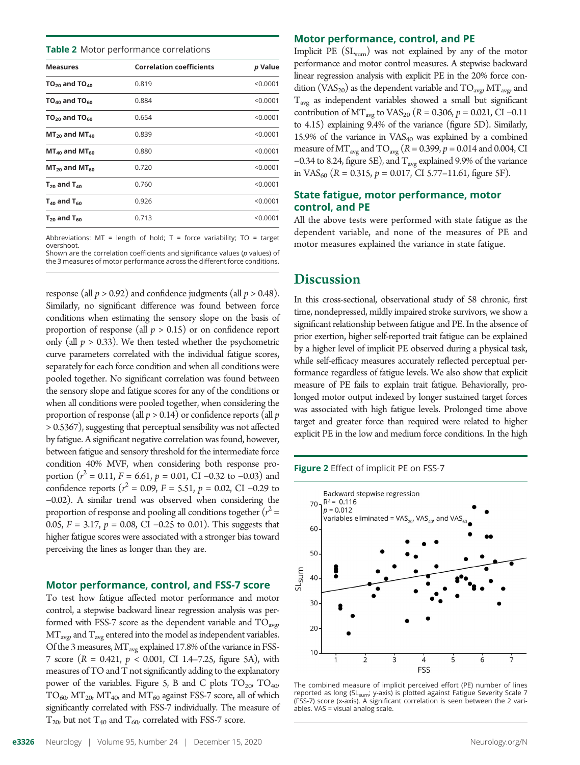**Table 2** Motor performance correlations

| Measures | Correlation coefficients | p Value |
|---|---|---|
| $TO_{20}$ and $TO_{40}$ | 0.819 | <0.0001 |
| $TO_{40}$ and $TO_{60}$ | 0.884 | <0.0001 |
| $TO_{20}$ and $TO_{60}$ | 0.654 | <0.0001 |
| $MT_{20}$ and $MT_{40}$ | 0.839 | <0.0001 |
| $MT_{40}$ and $MT_{60}$ | 0.880 | <0.0001 |
| $MT_{20}$ and $MT_{60}$ | 0.720 | <0.0001 |
| $T_{20}$ and $T_{40}$ | 0.760 | <0.0001 |
| $T_{40}$ and $T_{60}$ | 0.926 | <0.0001 |
| $T_{20}$ and $T_{60}$ | 0.713 | <0.0001 |

Abbreviations: MT = length of hold; T = force variability; TO = target overshoot.
Shown are the correlation coefficients and significance values (p values) of the 3 measures of motor performance across the different force conditions.

response (all $p > 0.92$) and confidence judgments (all $p > 0.48$). Similarly, no significant difference was found between force conditions when estimating the sensory slope on the basis of proportion of response (all $p > 0.15$) or on confidence report only (all $p > 0.33$). We then tested whether the psychometric curve parameters correlated with the individual fatigue scores, separately for each force condition and when all conditions were pooled together. No significant correlation was found between the sensory slope and fatigue scores for any of the conditions or when all conditions were pooled together, when considering the proportion of response (all $p > 0.14$) or confidence reports (all $p > 0.5367$), suggesting that perceptual sensibility was not affected by fatigue. A significant negative correlation was found, however, between fatigue and sensory threshold for the intermediate force condition 40% MVF, when considering both response proportion ($r^2 = 0.11$, $F = 6.61$, $p = 0.01$, CI −0.32 to −0.03) and confidence reports ($r^2 = 0.09$, $F = 5.51$, $p = 0.02$, CI −0.29 to −0.02). A similar trend was observed when considering the proportion of response and pooling all conditions together ($r^2 = 0.05$, $F = 3.17$, $p = 0.08$, CI −0.25 to 0.01). This suggests that higher fatigue scores were associated with a stronger bias toward perceiving the lines as longer than they are.

### Motor performance, control, and FSS-7 score

To test how fatigue affected motor performance and motor control, a stepwise backward linear regression analysis was performed with FSS-7 score as the dependent variable and $TO_{avg}$, $MT_{avg}$, and $T_{avg}$ entered into the model as independent variables. Of the 3 measures, $MT_{avg}$ explained 17.8% of the variance in FSS-7 score ($R = 0.421$, $p < 0.001$, CI 1.4–7.25, figure 5A), with measures of TO and T not significantly adding to the explanatory power of the variables. Figure 5, B and C plots $TO_{20}$, $TO_{40}$, $TO_{60}$, $MT_{20}$, $MT_{40}$, and $MT_{60}$ against FSS-7 score, all of which significantly correlated with FSS-7 individually. The measure of $T_{20}$, but not $T_{40}$ and $T_{60}$, correlated with FSS-7 score.

### Motor performance, control, and PE

Implicit PE ($SL_{sum}$) was not explained by any of the motor performance and motor control measures. A stepwise backward linear regression analysis with explicit PE in the 20% force condition ($VAS_{20}$) as the dependent variable and $TO_{avg}$, $MT_{avg}$, and $T_{avg}$ as independent variables showed a small but significant contribution of $MT_{avg}$ to $VAS_{20}$ ($R = 0.306$, $p = 0.021$, CI −0.11 to 4.15) explaining 9.4% of the variance (figure 5D). Similarly, 15.9% of the variance in $VAS_{40}$ was explained by a combined measure of $MT_{avg}$ and $TO_{avg}$ ($R = 0.399$, $p = 0.014$ and 0.004, CI −0.34 to 8.24, figure 5E), and $T_{avg}$ explained 9.9% of the variance in $VAS_{60}$ ($R = 0.315$, $p = 0.017$, CI 5.77–11.61, figure 5F).

### State fatigue, motor performance, motor control, and PE

All the above tests were performed with state fatigue as the dependent variable, and none of the measures of PE and motor measures explained the variance in state fatigue.

## Discussion

In this cross-sectional, observational study of 58 chronic, first time, nondepressed, mildly impaired stroke survivors, we show a significant relationship between fatigue and PE. In the absence of prior exertion, higher self-reported trait fatigue can be explained by a higher level of implicit PE observed during a physical task, while self-efficacy measures accurately reflected perceptual performance regardless of fatigue levels. We also show that explicit measure of PE fails to explain trait fatigue. Behaviorally, prolonged motor output indexed by longer sustained target forces was associated with high fatigue levels. Prolonged time above target and greater force than required were related to higher explicit PE in the low and medium force conditions. In the high

**Figure 2** Effect of implicit PE on FSS-7

The combined measure of implicit perceived effort (PE) number of lines reported as long ($SL_{sum}$; y-axis) is plotted against Fatigue Severity Scale 7 (FSS-7) score (x-axis). A significant correlation is seen between the 2 variables. VAS = visual analog scale.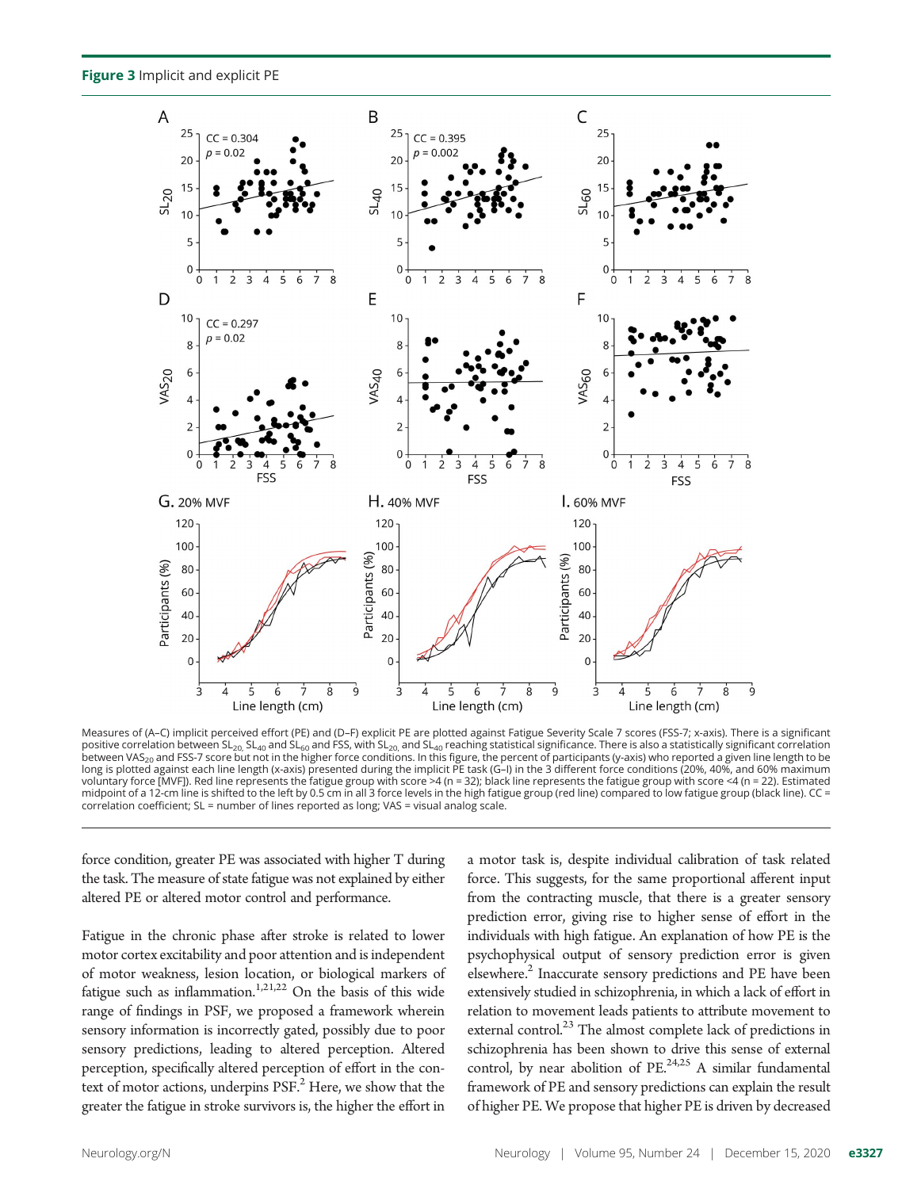**Figure 3** Implicit and explicit PE

Measures of (A–C) implicit perceived effort (PE) and (D–F) explicit PE are plotted against Fatigue Severity Scale 7 scores (FSS-7; x-axis). There is a significant positive correlation between $SL_{20}$, $SL_{40}$ and $SL_{60}$ and FSS, with $SL_{20}$ and $SL_{40}$ reaching statistical significance. There is also a statistically significant correlation between $VAS_{20}$ and FSS-7 score but not in the higher force conditions. In this figure, the percent of participants (y-axis) who reported a given line length to be long is plotted against each line length (x-axis) presented during the implicit PE task (G–I) in the 3 different force conditions (20%, 40%, and 60% maximum voluntary force [MVF]). Red line represents the fatigue group with score >4 (n = 32); black line represents the fatigue group with score <4 (n = 22). Estimated midpoint of a 12-cm line is shifted to the left by 0.5 cm in all 3 force levels in the high fatigue group (red line) compared to low fatigue group (black line). CC = correlation coefficient; SL = number of lines reported as long; VAS = visual analog scale.

force condition, greater PE was associated with higher T during the task. The measure of state fatigue was not explained by either altered PE or altered motor control and performance.

Fatigue in the chronic phase after stroke is related to lower motor cortex excitability and poor attention and is independent of motor weakness, lesion location, or biological markers of fatigue such as inflammation.[1,21,22] On the basis of this wide range of findings in PSF, we proposed a framework wherein sensory information is incorrectly gated, possibly due to poor sensory predictions, leading to altered perception. Altered perception, specifically altered perception of effort in the context of motor actions, underpins PSF.[2] Here, we show that the greater the fatigue in stroke survivors is, the higher the effort in a motor task is, despite individual calibration of task related force. This suggests, for the same proportional afferent input from the contracting muscle, that there is a greater sensory prediction error, giving rise to higher sense of effort in the individuals with high fatigue. An explanation of how PE is the psychophysical output of sensory prediction error is given elsewhere.[2] Inaccurate sensory predictions and PE have been extensively studied in schizophrenia, in which a lack of effort in relation to movement leads patients to attribute movement to external control.[23] The almost complete lack of predictions in schizophrenia has been shown to drive this sense of external control, by near abolition of PE.[24,25] A similar fundamental framework of PE and sensory predictions can explain the result of higher PE. We propose that higher PE is driven by decreased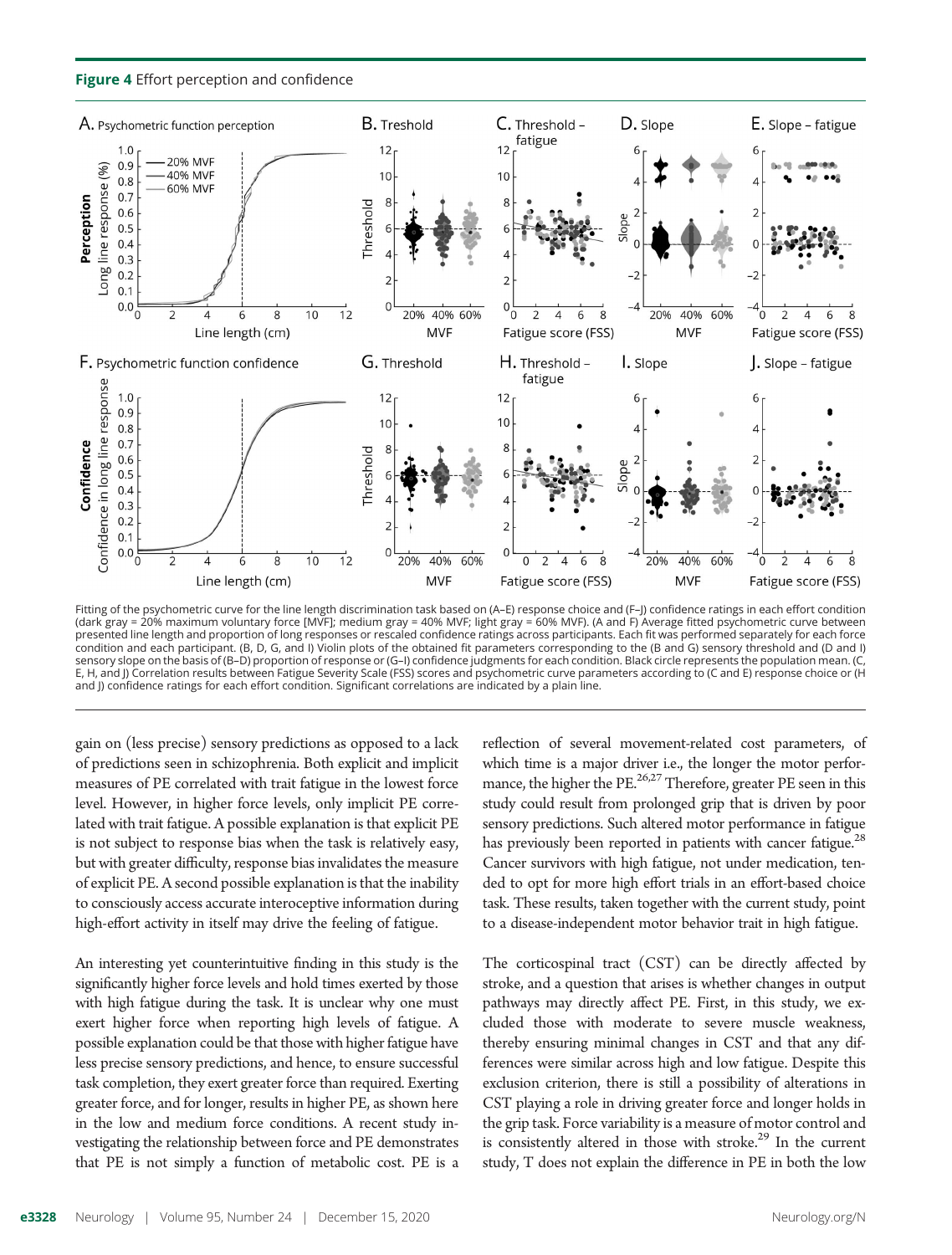**Figure 4** Effort perception and confidence

Fitting of the psychometric curve for the line length discrimination task based on (A–E) response choice and (F–J) confidence ratings in each effort condition (dark gray = 20% maximum voluntary force [MVF]; medium gray = 40% MVF; light gray = 60% MVF). (A and F) Average fitted psychometric curve between presented line length and proportion of long responses or rescaled confidence ratings across participants. Each fit was performed separately for each force condition and each participant. (B, D, G, and I) Violin plots of the obtained fit parameters corresponding to the (B and G) sensory threshold and (D and I) sensory slope on the basis of (B–D) proportion of response or (G–I) confidence judgments for each condition. Black circle represents the population mean. (C, E, H, and J) Correlation results between Fatigue Severity Scale (FSS) scores and psychometric curve parameters according to (C and E) response choice or (H and J) confidence ratings for each effort condition. Significant correlations are indicated by a plain line.

gain on (less precise) sensory predictions as opposed to a lack of predictions seen in schizophrenia. Both explicit and implicit measures of PE correlated with trait fatigue in the lowest force level. However, in higher force levels, only implicit PE correlated with trait fatigue. A possible explanation is that explicit PE is not subject to response bias when the task is relatively easy, but with greater difficulty, response bias invalidates the measure of explicit PE. A second possible explanation is that the inability to consciously access accurate interoceptive information during high-effort activity in itself may drive the feeling of fatigue.

An interesting yet counterintuitive finding in this study is the significantly higher force levels and hold times exerted by those with high fatigue during the task. It is unclear why one must exert higher force when reporting high levels of fatigue. A possible explanation could be that those with higher fatigue have less precise sensory predictions, and hence, to ensure successful task completion, they exert greater force than required. Exerting greater force, and for longer, results in higher PE, as shown here in the low and medium force conditions. A recent study investigating the relationship between force and PE demonstrates that PE is not simply a function of metabolic cost. PE is a reflection of several movement-related cost parameters, of which time is a major driver i.e., the longer the motor performance, the higher the PE.[26,27] Therefore, greater PE seen in this study could result from prolonged grip that is driven by poor sensory predictions. Such altered motor performance in fatigue has previously been reported in patients with cancer fatigue.[28] Cancer survivors with high fatigue, not under medication, tended to opt for more high effort trials in an effort-based choice task. These results, taken together with the current study, point to a disease-independent motor behavior trait in high fatigue.

The corticospinal tract (CST) can be directly affected by stroke, and a question that arises is whether changes in output pathways may directly affect PE. First, in this study, we excluded those with moderate to severe muscle weakness, thereby ensuring minimal changes in CST and that any differences were similar across high and low fatigue. Despite this exclusion criterion, there is still a possibility of alterations in CST playing a role in driving greater force and longer holds in the grip task. Force variability is a measure of motor control and is consistently altered in those with stroke.[29] In the current study, T does not explain the difference in PE in both the low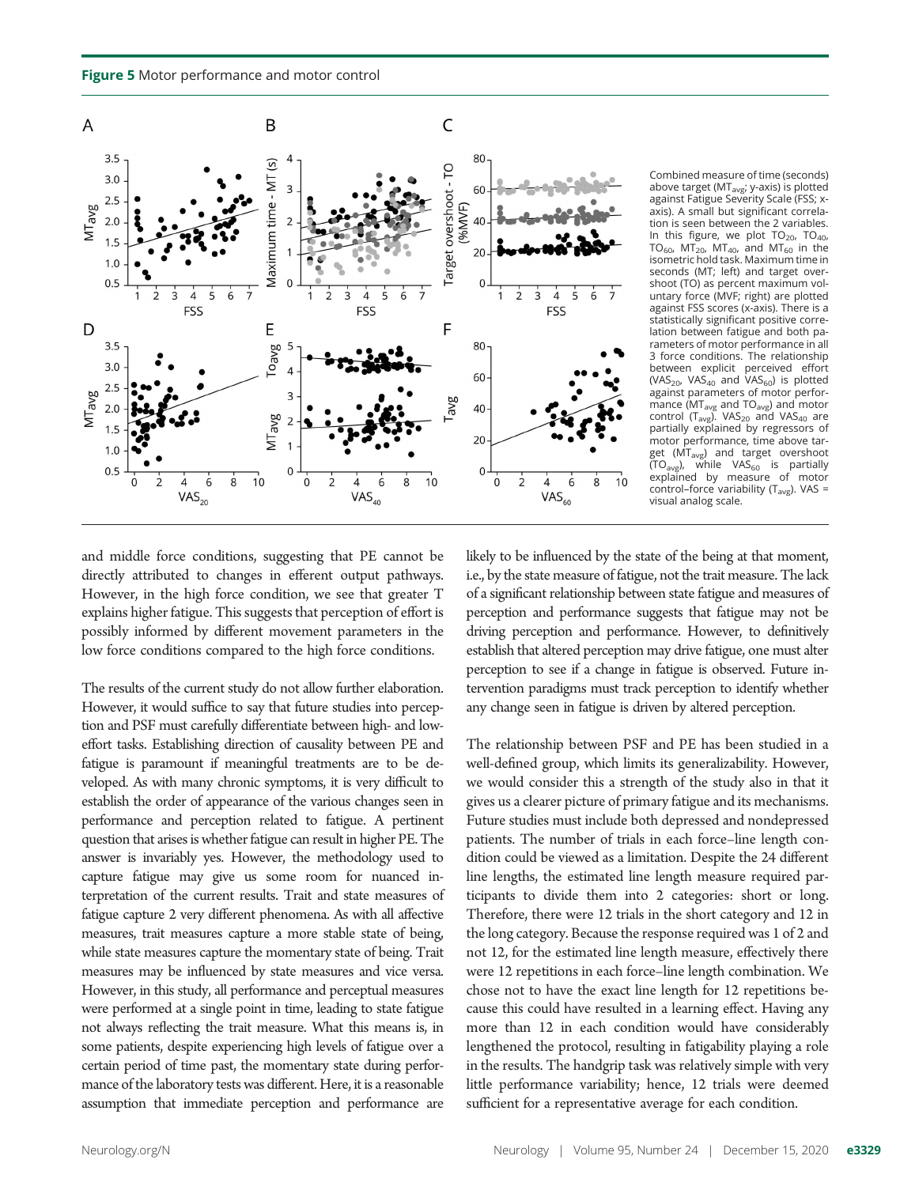**Figure 5** Motor performance and motor control

Combined measure of time (seconds) above target ($MT_{avg}$; y-axis) is plotted against Fatigue Severity Scale (FSS; x-axis). A small but significant correlation is seen between the 2 variables. In this figure, we plot $TO_{20}$, $TO_{40}$, $TO_{60}$, $MT_{20}$, $MT_{40}$, and $MT_{60}$ in the isometric hold task. Maximum time in seconds (MT; left) and target overshoot (TO) as percent maximum voluntary force (MVF; right) are plotted against FSS scores (x-axis). There is a statistically significant positive correlation between fatigue and both parameters of motor performance in all 3 force conditions. The relationship between explicit perceived effort ($VAS_{20}$, $VAS_{40}$ and $VAS_{60}$) is plotted against parameters of motor performance ($MT_{avg}$ and $TO_{avg}$) and motor control ($T_{avg}$). $VAS_{20}$ and $VAS_{40}$ are partially explained by regressors of motor performance, time above target ($MT_{avg}$) and target overshoot ($TO_{avg}$), while $VAS_{60}$ is partially explained by measure of motor control–force variability ($T_{avg}$). VAS = visual analog scale.

and middle force conditions, suggesting that PE cannot be directly attributed to changes in efferent output pathways. However, in the high force condition, we see that greater T explains higher fatigue. This suggests that perception of effort is possibly informed by different movement parameters in the low force conditions compared to the high force conditions.

The results of the current study do not allow further elaboration. However, it would suffice to say that future studies into perception and PSF must carefully differentiate between high- and low-effort tasks. Establishing direction of causality between PE and fatigue is paramount if meaningful treatments are to be developed. As with many chronic symptoms, it is very difficult to establish the order of appearance of the various changes seen in performance and perception related to fatigue. A pertinent question that arises is whether fatigue can result in higher PE. The answer is invariably yes. However, the methodology used to capture fatigue may give us some room for nuanced interpretation of the current results. Trait and state measures of fatigue capture 2 very different phenomena. As with all affective measures, trait measures capture a more stable state of being, while state measures capture the momentary state of being. Trait measures may be influenced by state measures and vice versa. However, in this study, all performance and perceptual measures were performed at a single point in time, leading to state fatigue not always reflecting the trait measure. What this means is, in some patients, despite experiencing high levels of fatigue over a certain period of time past, the momentary state during performance of the laboratory tests was different. Here, it is a reasonable assumption that immediate perception and performance are likely to be influenced by the state of the being at that moment, i.e., by the state measure of fatigue, not the trait measure. The lack of a significant relationship between state fatigue and measures of perception and performance suggests that fatigue may not be driving perception and performance. However, to definitively establish that altered perception may drive fatigue, one must alter perception to see if a change in fatigue is observed. Future intervention paradigms must track perception to identify whether any change seen in fatigue is driven by altered perception.

The relationship between PSF and PE has been studied in a well-defined group, which limits its generalizability. However, we would consider this a strength of the study also in that it gives us a clearer picture of primary fatigue and its mechanisms. Future studies must include both depressed and nondepressed patients. The number of trials in each force–line length condition could be viewed as a limitation. Despite the 24 different line lengths, the estimated line length measure required participants to divide them into 2 categories: short or long. Therefore, there were 12 trials in the short category and 12 in the long category. Because the response required was 1 of 2 and not 12, for the estimated line length measure, effectively there were 12 repetitions in each force–line length combination. We chose not to have the exact line length for 12 repetitions because this could have resulted in a learning effect. Having any more than 12 in each condition would have considerably lengthened the protocol, resulting in fatigability playing a role in the results. The handgrip task was relatively simple with very little performance variability; hence, 12 trials were deemed sufficient for a representative average for each condition.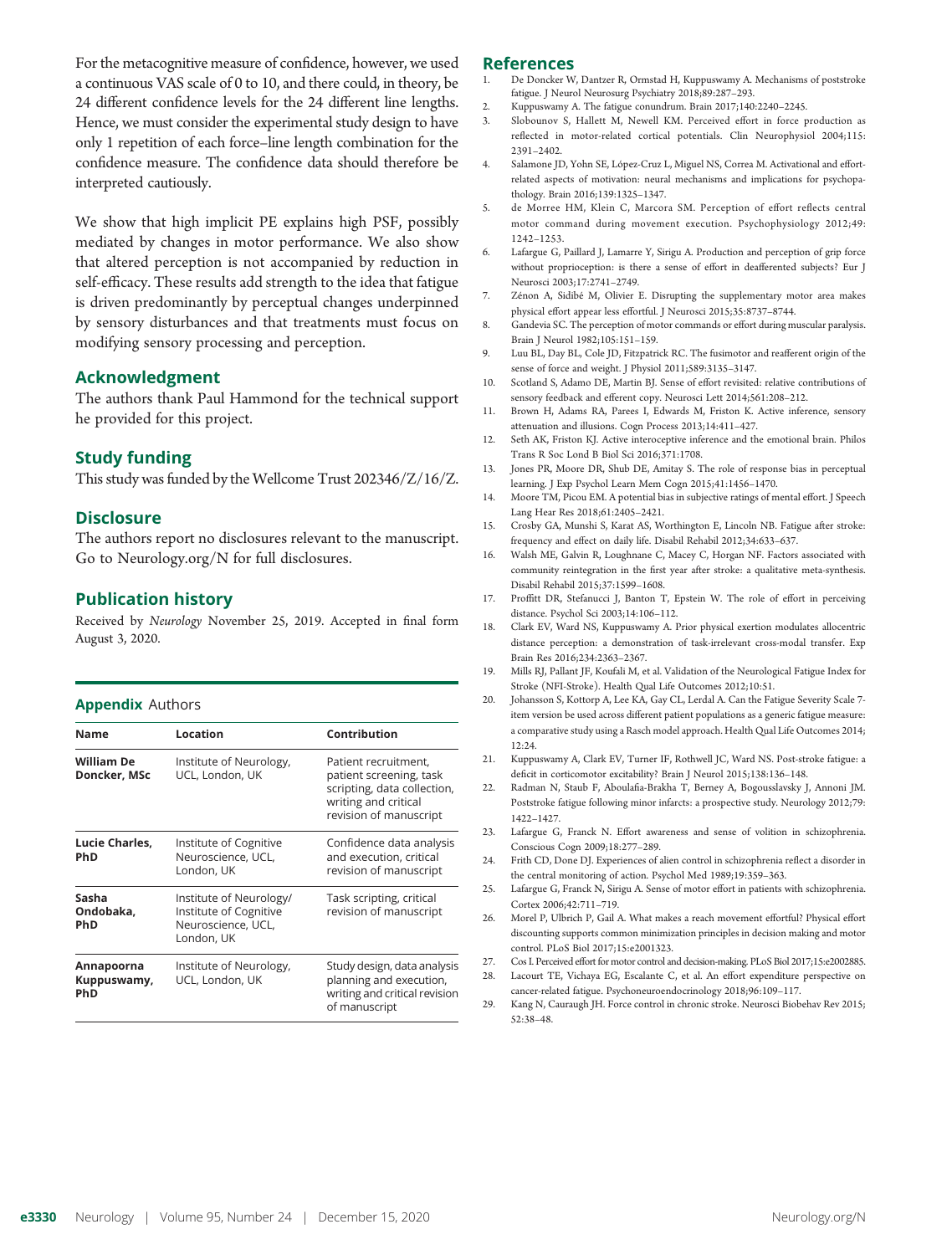For the metacognitive measure of confidence, however, we used a continuous VAS scale of 0 to 10, and there could, in theory, be 24 different confidence levels for the 24 different line lengths. Hence, we must consider the experimental study design to have only 1 repetition of each force–line length combination for the confidence measure. The confidence data should therefore be interpreted cautiously.

We show that high implicit PE explains high PSF, possibly mediated by changes in motor performance. We also show that altered perception is not accompanied by reduction in self-efficacy. These results add strength to the idea that fatigue is driven predominantly by perceptual changes underpinned by sensory disturbances and that treatments must focus on modifying sensory processing and perception.

## Acknowledgment

The authors thank Paul Hammond for the technical support he provided for this project.

## Study funding

This study was funded by the Wellcome Trust 202346/Z/16/Z.

## Disclosure

The authors report no disclosures relevant to the manuscript. Go to Neurology.org/N for full disclosures.

## Publication history

Received by *Neurology* November 25, 2019. Accepted in final form August 3, 2020.

## Appendix Authors

| Name | Location | Contribution |
|---|---|---|
| **William De Doncker, MSc** | Institute of Neurology, UCL, London, UK | Patient recruitment, patient screening, task scripting, data collection, writing and critical revision of manuscript |
| **Lucie Charles, PhD** | Institute of Cognitive Neuroscience, UCL, London, UK | Confidence data analysis and execution, critical revision of manuscript |
| **Sasha Ondobaka, PhD** | Institute of Neurology/ Institute of Cognitive Neuroscience, UCL, London, UK | Task scripting, critical revision of manuscript |
| **Annapoorna Kuppuswamy, PhD** | Institute of Neurology, UCL, London, UK | Study design, data analysis planning and execution, writing and critical revision of manuscript |

## References

1. De Doncker W, Dantzer R, Ormstad H, Kuppuswamy A. Mechanisms of poststroke fatigue. J Neurol Neurosurg Psychiatry 2018;89:287–293.
2. Kuppuswamy A. The fatigue conundrum. Brain 2017;140:2240–2245.
3. Slobounov S, Hallett M, Newell KM. Perceived effort in force production as reflected in motor-related cortical potentials. Clin Neurophysiol 2004;115: 2391–2402.
4. Salamone JD, Yohn SE, López-Cruz L, Miguel NS, Correa M. Activational and effort-related aspects of motivation: neural mechanisms and implications for psychopathology. Brain 2016;139:1325–1347.
5. de Morree HM, Klein C, Marcora SM. Perception of effort reflects central motor command during movement execution. Psychophysiology 2012;49: 1242–1253.
6. Lafargue G, Paillard J, Lamarre Y, Sirigu A. Production and perception of grip force without proprioception: is there a sense of effort in deafferented subjects? Eur J Neurosci 2003;17:2741–2749.
7. Zénon A, Sidibé M, Olivier E. Disrupting the supplementary motor area makes physical effort appear less effortful. J Neurosci 2015;35:8737–8744.
8. Gandevia SC. The perception of motor commands or effort during muscular paralysis. Brain J Neurol 1982;105:151–159.
9. Luu BL, Day BL, Cole JD, Fitzpatrick RC. The fusimotor and reafferent origin of the sense of force and weight. J Physiol 2011;589:3135–3147.
10. Scotland S, Adamo DE, Martin BJ. Sense of effort revisited: relative contributions of sensory feedback and efferent copy. Neurosci Lett 2014;561:208–212.
11. Brown H, Adams RA, Parees I, Edwards M, Friston K. Active inference, sensory attenuation and illusions. Cogn Process 2013;14:411–427.
12. Seth AK, Friston KJ. Active interoceptive inference and the emotional brain. Philos Trans R Soc Lond B Biol Sci 2016;371:1708.
13. Jones PR, Moore DR, Shub DE, Amitay S. The role of response bias in perceptual learning. J Exp Psychol Learn Mem Cogn 2015;41:1456–1470.
14. Moore TM, Picou EM. A potential bias in subjective ratings of mental effort. J Speech Lang Hear Res 2018;61:2405–2421.
15. Crosby GA, Munshi S, Karat AS, Worthington E, Lincoln NB. Fatigue after stroke: frequency and effect on daily life. Disabil Rehabil 2012;34:633–637.
16. Walsh ME, Galvin R, Loughnane C, Macey C, Horgan NF. Factors associated with community reintegration in the first year after stroke: a qualitative meta-synthesis. Disabil Rehabil 2015;37:1599–1608.
17. Proffitt DR, Stefanucci J, Banton T, Epstein W. The role of effort in perceiving distance. Psychol Sci 2003;14:106–112.
18. Clark EV, Ward NS, Kuppuswamy A. Prior physical exertion modulates allocentric distance perception: a demonstration of task-irrelevant cross-modal transfer. Exp Brain Res 2016;234:2363–2367.
19. Mills RJ, Pallant JF, Koufali M, et al. Validation of the Neurological Fatigue Index for Stroke (NFI-Stroke). Health Qual Life Outcomes 2012;10:51.
20. Johansson S, Kottorp A, Lee KA, Gay CL, Lerdal A. Can the Fatigue Severity Scale 7-item version be used across different patient populations as a generic fatigue measure: a comparative study using a Rasch model approach. Health Qual Life Outcomes 2014; 12:24.
21. Kuppuswamy A, Clark EV, Turner IF, Rothwell JC, Ward NS. Post-stroke fatigue: a deficit in corticomotor excitability? Brain J Neurol 2015;138:136–148.
22. Radman N, Staub F, Aboulafia-Brakha T, Berney A, Bogousslavsky J, Annoni JM. Poststroke fatigue following minor infarcts: a prospective study. Neurology 2012;79: 1422–1427.
23. Lafargue G, Franck N. Effort awareness and sense of volition in schizophrenia. Conscious Cogn 2009;18:277–289.
24. Frith CD, Done DJ. Experiences of alien control in schizophrenia reflect a disorder in the central monitoring of action. Psychol Med 1989;19:359–363.
25. Lafargue G, Franck N, Sirigu A. Sense of motor effort in patients with schizophrenia. Cortex 2006;42:711–719.
26. Morel P, Ulbrich P, Gail A. What makes a reach movement effortful? Physical effort discounting supports common minimization principles in decision making and motor control. PLoS Biol 2017;15:e2001323.
27. Cos I. Perceived effort for motor control and decision-making. PLoS Biol 2017;15:e2002885.
28. Lacourt TE, Vichaya EG, Escalante C, et al. An effort expenditure perspective on cancer-related fatigue. Psychoneuroendocrinology 2018;96:109–117.
29. Kang N, Cauraugh JH. Force control in chronic stroke. Neurosci Biobehav Rev 2015; 52:38–48.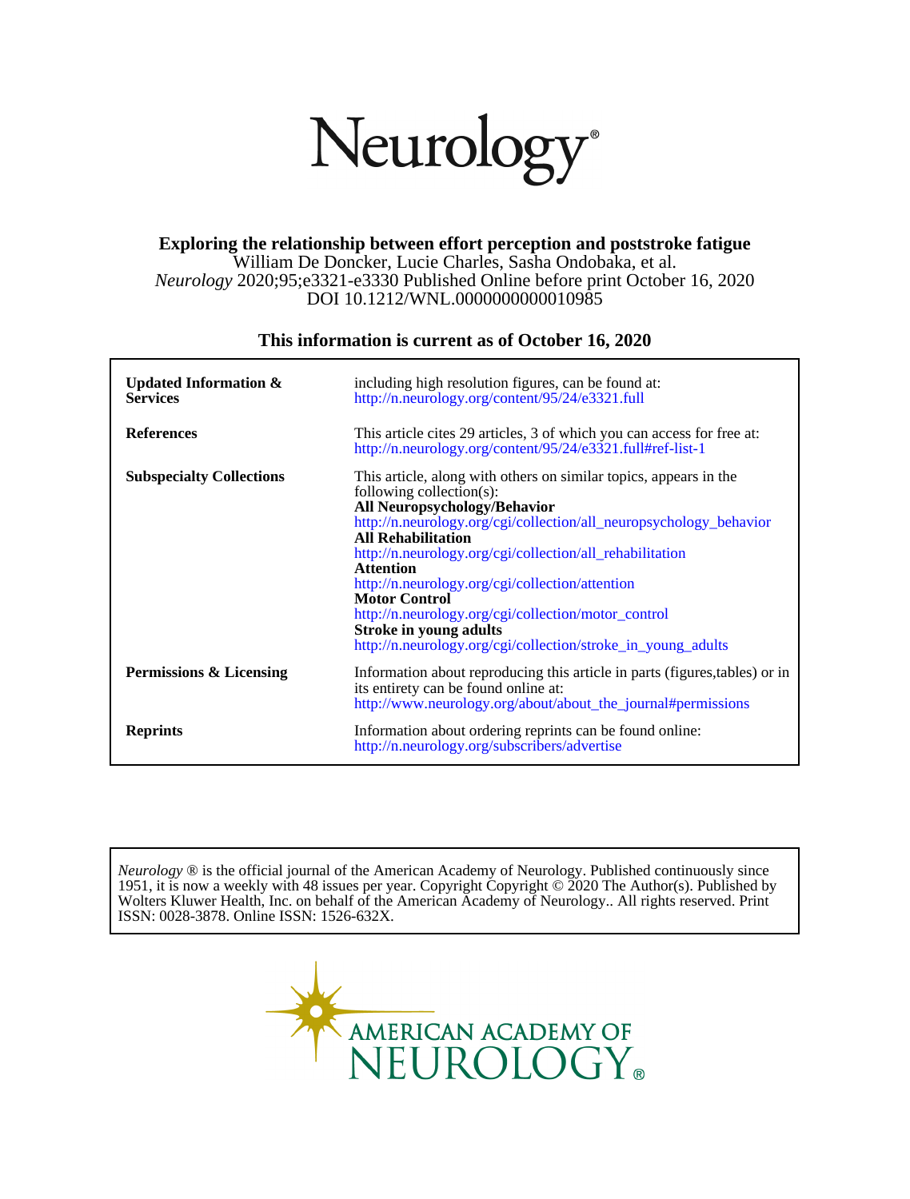# Neurology®

**Exploring the relationship between effort perception and poststroke fatigue**

William De Doncker, Lucie Charles, Sasha Ondobaka, et al.

*Neurology* 2020;95;e3321-e3330 Published Online before print October 16, 2020

DOI 10.1212/WNL.0000000000010985

**This information is current as of October 16, 2020**

| | |
|---|---|
| **Updated Information & Services** | including high resolution figures, can be found at: http://n.neurology.org/content/95/24/e3321.full |
| **References** | This article cites 29 articles, 3 of which you can access for free at: http://n.neurology.org/content/95/24/e3321.full#ref-list-1 |
| **Subspecialty Collections** | This article, along with others on similar topics, appears in the following collection(s): **All Neuropsychology/Behavior** http://n.neurology.org/cgi/collection/all_neuropsychology_behavior **All Rehabilitation** http://n.neurology.org/cgi/collection/all_rehabilitation **Attention** http://n.neurology.org/cgi/collection/attention **Motor Control** http://n.neurology.org/cgi/collection/motor_control **Stroke in young adults** http://n.neurology.org/cgi/collection/stroke_in_young_adults |
| **Permissions & Licensing** | Information about reproducing this article in parts (figures,tables) or in its entirety can be found online at: http://www.neurology.org/about/about_the_journal#permissions |
| **Reprints** | Information about ordering reprints can be found online: http://n.neurology.org/subscribers/advertise |

*Neurology* ® is the official journal of the American Academy of Neurology. Published continuously since 1951, it is now a weekly with 48 issues per year. Copyright Copyright © 2020 The Author(s). Published by Wolters Kluwer Health, Inc. on behalf of the American Academy of Neurology.. All rights reserved. Print ISSN: 0028-3878. Online ISSN: 1526-632X.

AMERICAN ACADEMY OF NEUROLOGY®